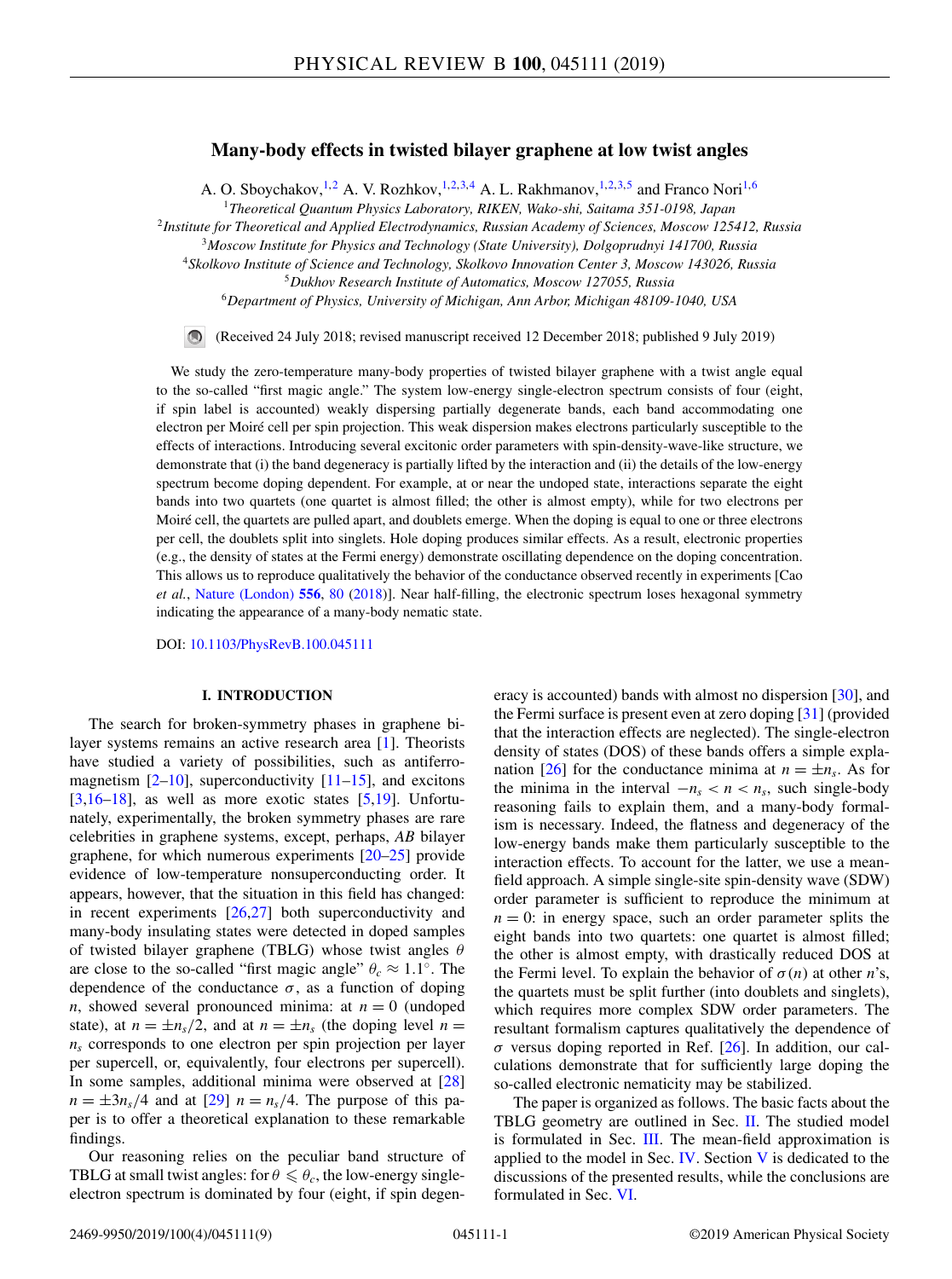# Many-body effects in twisted bilayer graphene at low twist angles

A. O. Sboychakov,[1,2] A. V. Rozhkov,[1,2,3,4] A. L. Rakhmanov,[1,2,3,5] and Franco Nori[1,6]

[1]*Theoretical Quantum Physics Laboratory, RIKEN, Wako-shi, Saitama 351-0198, Japan*
[2]*Institute for Theoretical and Applied Electrodynamics, Russian Academy of Sciences, Moscow 125412, Russia*
[3]*Moscow Institute for Physics and Technology (State University), Dolgoprudnyi 141700, Russia*
[4]*Skolkovo Institute of Science and Technology, Skolkovo Innovation Center 3, Moscow 143026, Russia*
[5]*Dukhov Research Institute of Automatics, Moscow 127055, Russia*
[6]*Department of Physics, University of Michigan, Ann Arbor, Michigan 48109-1040, USA*

(Received 24 July 2018; revised manuscript received 12 December 2018; published 9 July 2019)

We study the zero-temperature many-body properties of twisted bilayer graphene with a twist angle equal to the so-called "first magic angle." The system low-energy single-electron spectrum consists of four (eight, if spin label is accounted) weakly dispersing partially degenerate bands, each band accommodating one electron per Moiré cell per spin projection. This weak dispersion makes electrons particularly susceptible to the effects of interactions. Introducing several excitonic order parameters with spin-density-wave-like structure, we demonstrate that (i) the band degeneracy is partially lifted by the interaction and (ii) the details of the low-energy spectrum become doping dependent. For example, at or near the undoped state, interactions separate the eight bands into two quartets (one quartet is almost filled; the other is almost empty), while for two electrons per Moiré cell, the quartets are pulled apart, and doublets emerge. When the doping is equal to one or three electrons per cell, the doublets split into singlets. Hole doping produces similar effects. As a result, electronic properties (e.g., the density of states at the Fermi energy) demonstrate oscillating dependence on the doping concentration. This allows us to reproduce qualitatively the behavior of the conductance observed recently in experiments [Cao *et al.*, Nature (London) **556**, 80 (2018)]. Near half-filling, the electronic spectrum loses hexagonal symmetry indicating the appearance of a many-body nematic state.

DOI: 10.1103/PhysRevB.100.045111

## I. INTRODUCTION

The search for broken-symmetry phases in graphene bilayer systems remains an active research area [1]. Theorists have studied a variety of possibilities, such as antiferromagnetism [2–10], superconductivity [11–15], and excitons [3,16–18], as well as more exotic states [5,19]. Unfortunately, experimentally, the broken symmetry phases are rare celebrities in graphene systems, except, perhaps, *AB* bilayer graphene, for which numerous experiments [20–25] provide evidence of low-temperature nonsuperconducting order. It appears, however, that the situation in this field has changed: in recent experiments [26,27] both superconductivity and many-body insulating states were detected in doped samples of twisted bilayer graphene (TBLG) whose twist angles $\theta$ are close to the so-called "first magic angle" $\theta_c \approx 1.1^\circ$. The dependence of the conductance $\sigma$, as a function of doping $n$, showed several pronounced minima: at $n = 0$ (undoped state), at $n = \pm n_s/2$, and at $n = \pm n_s$ (the doping level $n = n_s$ corresponds to one electron per spin projection per layer per supercell, or, equivalently, four electrons per supercell). In some samples, additional minima were observed at [28] $n = \pm 3n_s/4$ and at [29] $n = n_s/4$. The purpose of this paper is to offer a theoretical explanation to these remarkable findings.

Our reasoning relies on the peculiar band structure of TBLG at small twist angles: for $\theta \leqslant \theta_c$, the low-energy single-electron spectrum is dominated by four (eight, if spin degeneracy is accounted) bands with almost no dispersion [30], and the Fermi surface is present even at zero doping [31] (provided that the interaction effects are neglected). The single-electron density of states (DOS) of these bands offers a simple explanation [26] for the conductance minima at $n = \pm n_s$. As for the minima in the interval $-n_s < n < n_s$, such single-body reasoning fails to explain them, and a many-body formalism is necessary. Indeed, the flatness and degeneracy of the low-energy bands make them particularly susceptible to the interaction effects. To account for the latter, we use a mean-field approach. A simple single-site spin-density wave (SDW) order parameter is sufficient to reproduce the minimum at $n = 0$: in energy space, such an order parameter splits the eight bands into two quartets: one quartet is almost filled; the other is almost empty, with drastically reduced DOS at the Fermi level. To explain the behavior of $\sigma(n)$ at other $n$'s, the quartets must be split further (into doublets and singlets), which requires more complex SDW order parameters. The resultant formalism captures qualitatively the dependence of $\sigma$ versus doping reported in Ref. [26]. In addition, our calculations demonstrate that for sufficiently large doping the so-called electronic nematicity may be stabilized.

The paper is organized as follows. The basic facts about the TBLG geometry are outlined in Sec. II. The studied model is formulated in Sec. III. The mean-field approximation is applied to the model in Sec. IV. Section V is dedicated to the discussions of the presented results, while the conclusions are formulated in Sec. VI.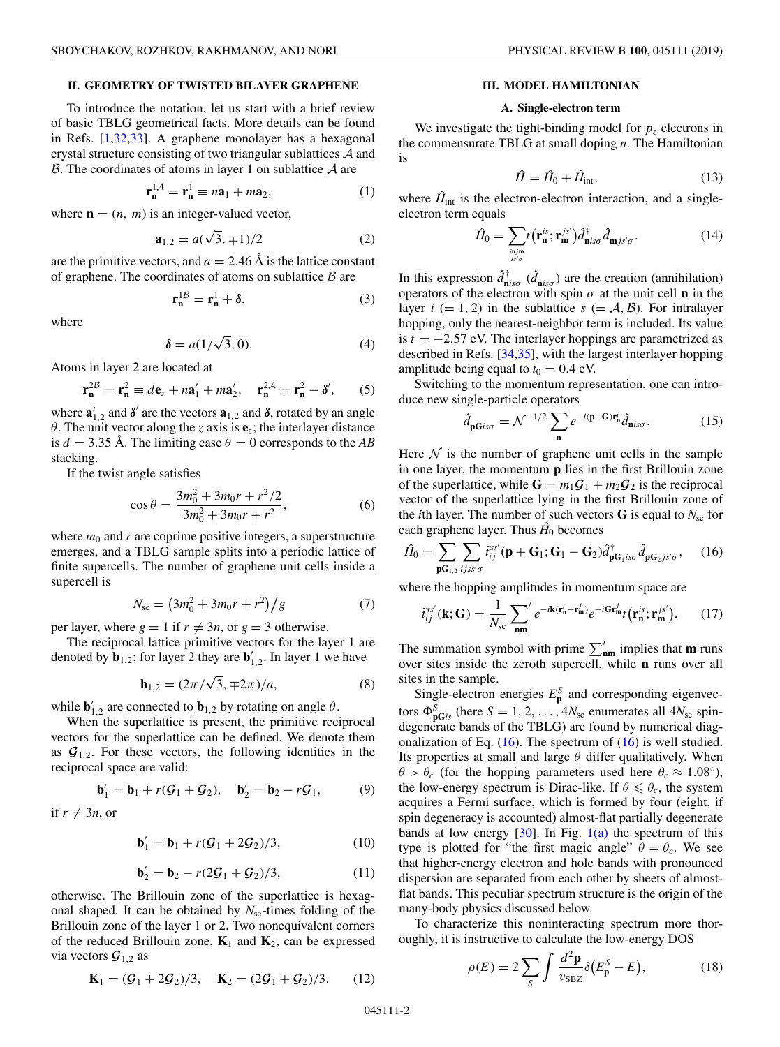## II. GEOMETRY OF TWISTED BILAYER GRAPHENE

To introduce the notation, let us start with a brief review of basic TBLG geometrical facts. More details can be found in Refs. [1,32,33]. A graphene monolayer has a hexagonal crystal structure consisting of two triangular sublattices $\mathcal{A}$ and $\mathcal{B}$. The coordinates of atoms in layer 1 on sublattice $\mathcal{A}$ are

$$\mathbf{r}_{\mathbf{n}}^{1\mathcal{A}} = \mathbf{r}_{\mathbf{n}}^{1} \equiv n\mathbf{a}_1 + m\mathbf{a}_2, \tag{1}$$

where $\mathbf{n} = (n,\ m)$ is an integer-valued vector,

$$\mathbf{a}_{1,2} = a(\sqrt{3}, \mp 1)/2 \tag{2}$$

are the primitive vectors, and $a = 2.46$ Å is the lattice constant of graphene. The coordinates of atoms on sublattice $\mathcal{B}$ are

$$\mathbf{r}_{\mathbf{n}}^{1\mathcal{B}} = \mathbf{r}_{\mathbf{n}}^{1} + \boldsymbol{\delta}, \tag{3}$$

where

$$\boldsymbol{\delta} = a(1/\sqrt{3}, 0). \tag{4}$$

Atoms in layer 2 are located at

$$\mathbf{r}_{\mathbf{n}}^{2\mathcal{B}} = \mathbf{r}_{\mathbf{n}}^{2} \equiv d\mathbf{e}_z + n\mathbf{a}'_1 + m\mathbf{a}'_2, \quad \mathbf{r}_{\mathbf{n}}^{2\mathcal{A}} = \mathbf{r}_{\mathbf{n}}^{2} - \boldsymbol{\delta}', \tag{5}$$

where $\mathbf{a}'_{1,2}$ and $\boldsymbol{\delta}'$ are the vectors $\mathbf{a}_{1,2}$ and $\boldsymbol{\delta}$, rotated by an angle $\theta$. The unit vector along the $z$ axis is $\mathbf{e}_z$; the interlayer distance is $d = 3.35$ Å. The limiting case $\theta = 0$ corresponds to the *AB* stacking.

If the twist angle satisfies

$$\cos\theta = \frac{3m_0^2 + 3m_0 r + r^2/2}{3m_0^2 + 3m_0 r + r^2}, \tag{6}$$

where $m_0$ and $r$ are coprime positive integers, a superstructure emerges, and a TBLG sample splits into a periodic lattice of finite supercells. The number of graphene unit cells inside a supercell is

$$N_{\rm sc} = \left(3m_0^2 + 3m_0 r + r^2\right)\big/ g \tag{7}$$

per layer, where $g = 1$ if $r \neq 3n$, or $g = 3$ otherwise.

The reciprocal lattice primitive vectors for the layer 1 are denoted by $\mathbf{b}_{1,2}$; for layer 2 they are $\mathbf{b}'_{1,2}$. In layer 1 we have

$$\mathbf{b}_{1,2} = (2\pi/\sqrt{3}, \mp 2\pi)/a, \tag{8}$$

while $\mathbf{b}'_{1,2}$ are connected to $\mathbf{b}_{1,2}$ by rotating on angle $\theta$.

When the superlattice is present, the primitive reciprocal vectors for the superlattice can be defined. We denote them as $\boldsymbol{\mathcal{G}}_{1,2}$. For these vectors, the following identities in the reciprocal space are valid:

$$\mathbf{b}'_1 = \mathbf{b}_1 + r(\boldsymbol{\mathcal{G}}_1 + \boldsymbol{\mathcal{G}}_2), \quad \mathbf{b}'_2 = \mathbf{b}_2 - r\boldsymbol{\mathcal{G}}_1, \tag{9}$$

if $r \neq 3n$, or

$$\mathbf{b}'_1 = \mathbf{b}_1 + r(\boldsymbol{\mathcal{G}}_1 + 2\boldsymbol{\mathcal{G}}_2)/3, \tag{10}$$

$$\mathbf{b}'_2 = \mathbf{b}_2 - r(2\boldsymbol{\mathcal{G}}_1 + \boldsymbol{\mathcal{G}}_2)/3, \tag{11}$$

otherwise. The Brillouin zone of the superlattice is hexagonal shaped. It can be obtained by $N_{\rm sc}$-times folding of the Brillouin zone of the layer 1 or 2. Two nonequivalent corners of the reduced Brillouin zone, $\mathbf{K}_1$ and $\mathbf{K}_2$, can be expressed via vectors $\boldsymbol{\mathcal{G}}_{1,2}$ as

$$\mathbf{K}_1 = (\boldsymbol{\mathcal{G}}_1 + 2\boldsymbol{\mathcal{G}}_2)/3, \quad \mathbf{K}_2 = (2\boldsymbol{\mathcal{G}}_1 + \boldsymbol{\mathcal{G}}_2)/3. \tag{12}$$

## III. MODEL HAMILTONIAN

### A. Single-electron term

We investigate the tight-binding model for $p_z$ electrons in the commensurate TBLG at small doping $n$. The Hamiltonian is

$$\hat{H} = \hat{H}_0 + \hat{H}_{\rm int}, \tag{13}$$

where $\hat{H}_{\rm int}$ is the electron-electron interaction, and a single-electron term equals

$$\hat{H}_0 = \sum_{\substack{\mathbf{n}i\mathbf{m}j\\ ss'\sigma}} t\left(\mathbf{r}_{\mathbf{n}}^{is}; \mathbf{r}_{\mathbf{m}}^{js'}\right)\hat{d}^{\dagger}_{\mathbf{n}is\sigma}\hat{d}_{\mathbf{m}js'\sigma}. \tag{14}$$

In this expression $\hat{d}^{\dagger}_{\mathbf{n}is\sigma}$ ($\hat{d}_{\mathbf{n}is\sigma}$) are the creation (annihilation) operators of the electron with spin $\sigma$ at the unit cell $\mathbf{n}$ in the layer $i$ ($= 1, 2$) in the sublattice $s$ ($= \mathcal{A}, \mathcal{B}$). For intralayer hopping, only the nearest-neighbor term is included. Its value is $t = -2.57$ eV. The interlayer hoppings are parametrized as described in Refs. [34,35], with the largest interlayer hopping amplitude being equal to $t_0 = 0.4$ eV.

Switching to the momentum representation, one can introduce new single-particle operators

$$\hat{d}_{\mathbf{pG}is\sigma} = \mathcal{N}^{-1/2}\sum_{\mathbf{n}} e^{-i(\mathbf{p}+\mathbf{G})\mathbf{r}_{\mathbf{n}}^{i}}\hat{d}_{\mathbf{n}is\sigma}. \tag{15}$$

Here $\mathcal{N}$ is the number of graphene unit cells in the sample in one layer, the momentum $\mathbf{p}$ lies in the first Brillouin zone of the superlattice, while $\mathbf{G} = m_1\boldsymbol{\mathcal{G}}_1 + m_2\boldsymbol{\mathcal{G}}_2$ is the reciprocal vector of the superlattice lying in the first Brillouin zone of the $i$th layer. The number of such vectors $\mathbf{G}$ is equal to $N_{\rm sc}$ for each graphene layer. Thus $\hat{H}_0$ becomes

$$\hat{H}_0 = \sum_{\mathbf{pG}_{1,2}}\sum_{ijss'\sigma}\tilde{t}_{ij}^{ss'}(\mathbf{p}+\mathbf{G}_1; \mathbf{G}_1 - \mathbf{G}_2)\hat{d}^{\dagger}_{\mathbf{pG}_1is\sigma}\hat{d}_{\mathbf{pG}_2js'\sigma}, \tag{16}$$

where the hopping amplitudes in momentum space are

$$\tilde{t}_{ij}^{ss'}(\mathbf{k};\mathbf{G}) = \frac{1}{N_{\rm sc}}\sum_{\mathbf{nm}}{}' e^{-i\mathbf{k}(\mathbf{r}_{\mathbf{n}}^{i}-\mathbf{r}_{\mathbf{m}}^{j})}e^{-i\mathbf{G}\mathbf{r}_{\mathbf{m}}^{j}}t\left(\mathbf{r}_{\mathbf{n}}^{is}; \mathbf{r}_{\mathbf{m}}^{js'}\right). \tag{17}$$

The summation symbol with prime $\sum'_{\mathbf{nm}}$ implies that $\mathbf{m}$ runs over sites inside the zeroth supercell, while $\mathbf{n}$ runs over all sites in the sample.

Single-electron energies $E_{\mathbf{p}}^{S}$ and corresponding eigenvectors $\Phi_{\mathbf{pG}is}^{S}$ (here $S = 1, 2, \ldots, 4N_{\rm sc}$ enumerates all $4N_{\rm sc}$ spin-degenerate bands of the TBLG) are found by numerical diagonalization of Eq. (16). The spectrum of (16) is well studied. Its properties at small and large $\theta$ differ qualitatively. When $\theta > \theta_c$ (for the hopping parameters used here $\theta_c \approx 1.08^\circ$), the low-energy spectrum is Dirac-like. If $\theta \leqslant \theta_c$, the system acquires a Fermi surface, which is formed by four (eight, if spin degeneracy is accounted) almost-flat partially degenerate bands at low energy [30]. In Fig. 1(a) the spectrum of this type is plotted for "the first magic angle" $\theta = \theta_c$. We see that higher-energy electron and hole bands with pronounced dispersion are separated from each other by sheets of almost-flat bands. This peculiar spectrum structure is the origin of the many-body physics discussed below.

To characterize this noninteracting spectrum more thoroughly, it is instructive to calculate the low-energy DOS

$$\rho(E) = 2\sum_{S}\int\frac{d^2\mathbf{p}}{v_{\rm SBZ}}\delta\left(E_{\mathbf{p}}^{S} - E\right), \tag{18}$$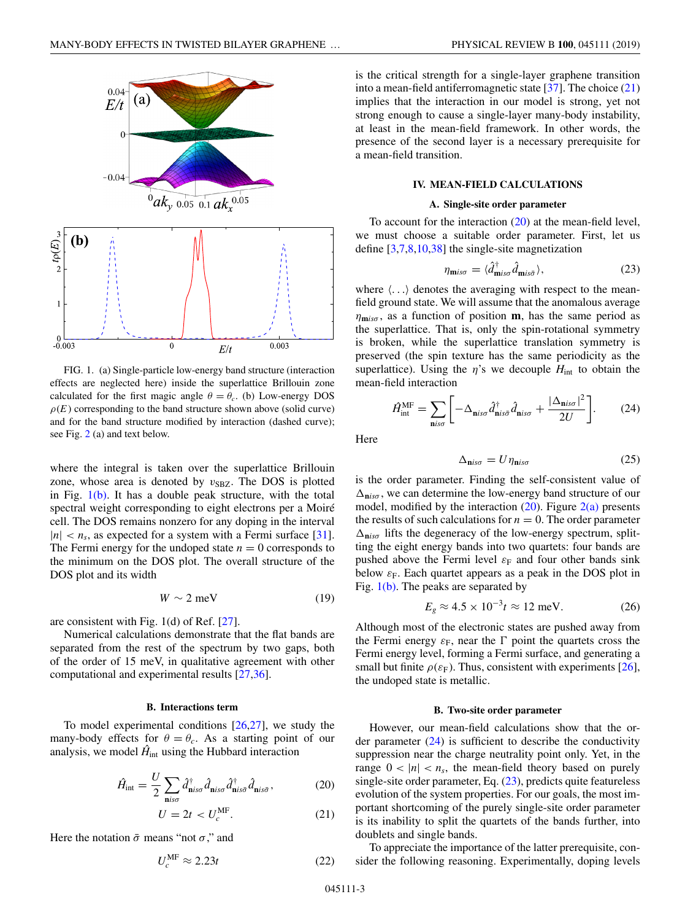FIG. 1. (a) Single-particle low-energy band structure (interaction effects are neglected here) inside the superlattice Brillouin zone calculated for the first magic angle $\theta = \theta_c$. (b) Low-energy DOS $\rho(E)$ corresponding to the band structure shown above (solid curve) and for the band structure modified by interaction (dashed curve); see Fig. 2 (a) and text below.

where the integral is taken over the superlattice Brillouin zone, whose area is denoted by $v_{\rm SBZ}$. The DOS is plotted in Fig. 1(b). It has a double peak structure, with the total spectral weight corresponding to eight electrons per a Moiré cell. The DOS remains nonzero for any doping in the interval $|n| < n_s$, as expected for a system with a Fermi surface [31]. The Fermi energy for the undoped state $n = 0$ corresponds to the minimum on the DOS plot. The overall structure of the DOS plot and its width

$$W \sim 2 \text{ meV} \tag{19}$$

are consistent with Fig. 1(d) of Ref. [27].

Numerical calculations demonstrate that the flat bands are separated from the rest of the spectrum by two gaps, both of the order of 15 meV, in qualitative agreement with other computational and experimental results [27,36].

### B. Interactions term

To model experimental conditions [26,27], we study the many-body effects for $\theta = \theta_c$. As a starting point of our analysis, we model $\hat{H}_{\rm int}$ using the Hubbard interaction

$$\hat{H}_{\rm int} = \frac{U}{2} \sum_{\mathbf{n} i s \sigma} \hat{d}^\dagger_{\mathbf{n} i s \sigma} \hat{d}_{\mathbf{n} i s \sigma} \hat{d}^\dagger_{\mathbf{n} i s \bar{\sigma}} \hat{d}_{\mathbf{n} i s \bar{\sigma}}, \tag{20}$$

$$U = 2t < U_c^{\rm MF}. \tag{21}$$

Here the notation $\bar{\sigma}$ means "not $\sigma$," and

$$U_c^{\rm MF} \approx 2.23t \tag{22}$$

is the critical strength for a single-layer graphene transition into a mean-field antiferromagnetic state [37]. The choice (21) implies that the interaction in our model is strong, yet not strong enough to cause a single-layer many-body instability, at least in the mean-field framework. In other words, the presence of the second layer is a necessary prerequisite for a mean-field transition.

## IV. MEAN-FIELD CALCULATIONS

### A. Single-site order parameter

To account for the interaction (20) at the mean-field level, we must choose a suitable order parameter. First, let us define [3,7,8,10,38] the single-site magnetization

$$\eta_{\mathbf{m} i s \sigma} = \langle \hat{d}^\dagger_{\mathbf{m} i s \sigma} \hat{d}_{\mathbf{m} i s \bar{\sigma}} \rangle, \tag{23}$$

where $\langle \ldots \rangle$ denotes the averaging with respect to the mean-field ground state. We will assume that the anomalous average $\eta_{\mathbf{m} i s \sigma}$, as a function of position $\mathbf{m}$, has the same period as the superlattice. That is, only the spin-rotational symmetry is broken, while the superlattice translation symmetry is preserved (the spin texture has the same periodicity as the superlattice). Using the $\eta$'s we decouple $H_{\rm int}$ to obtain the mean-field interaction

$$\hat{H}^{\rm MF}_{\rm int} = \sum_{\mathbf{n} i s \sigma} \left[ -\Delta_{\mathbf{n} i s \sigma} \hat{d}^\dagger_{\mathbf{n} i s \bar{\sigma}} \hat{d}_{\mathbf{n} i s \sigma} + \frac{|\Delta_{\mathbf{n} i s \sigma}|^2}{2U} \right]. \tag{24}$$

Here

$$\Delta_{\mathbf{n} i s \sigma} = U \eta_{\mathbf{n} i s \sigma} \tag{25}$$

is the order parameter. Finding the self-consistent value of $\Delta_{\mathbf{n} i s \sigma}$, we can determine the low-energy band structure of our model, modified by the interaction (20). Figure 2(a) presents the results of such calculations for $n = 0$. The order parameter $\Delta_{\mathbf{n} i s \sigma}$ lifts the degeneracy of the low-energy spectrum, splitting the eight energy bands into two quartets: four bands are pushed above the Fermi level $\varepsilon_{\rm F}$ and four other bands sink below $\varepsilon_{\rm F}$. Each quartet appears as a peak in the DOS plot in Fig. 1(b). The peaks are separated by

$$E_g \approx 4.5 \times 10^{-3} t \approx 12 \text{ meV}. \tag{26}$$

Although most of the electronic states are pushed away from the Fermi energy $\varepsilon_{\rm F}$, near the $\Gamma$ point the quartets cross the Fermi energy level, forming a Fermi surface, and generating a small but finite $\rho(\varepsilon_{\rm F})$. Thus, consistent with experiments [26], the undoped state is metallic.

### B. Two-site order parameter

However, our mean-field calculations show that the order parameter (24) is sufficient to describe the conductivity suppression near the charge neutrality point only. Yet, in the range $0 < |n| < n_s$, the mean-field theory based on purely single-site order parameter, Eq. (23), predicts quite featureless evolution of the system properties. For our goals, the most important shortcoming of the purely single-site order parameter is its inability to split the quartets of the bands further, into doublets and single bands.

To appreciate the importance of the latter prerequisite, consider the following reasoning. Experimentally, doping levels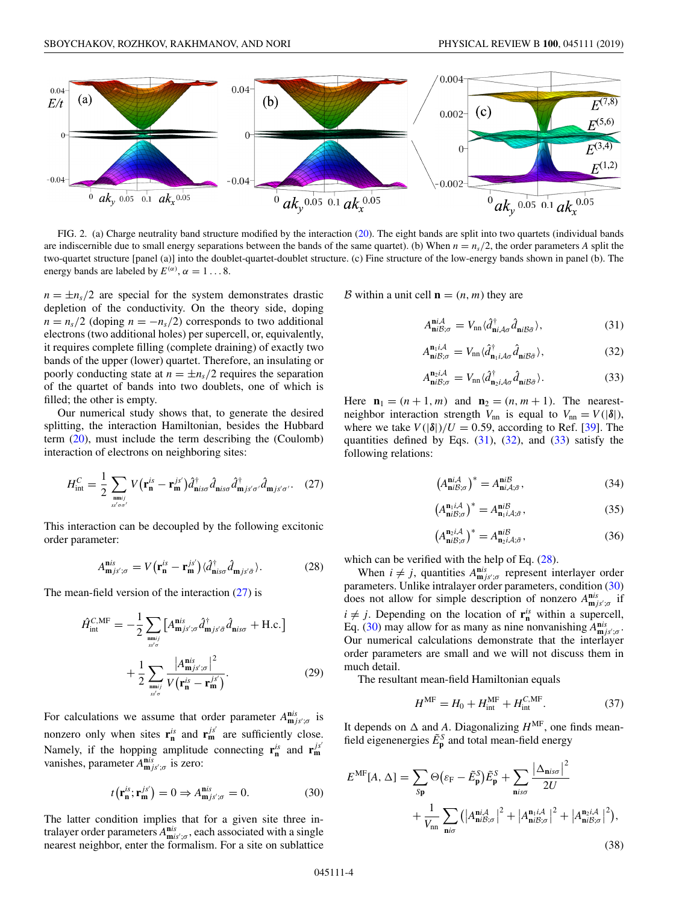FIG. 2. (a) Charge neutrality band structure modified by the interaction (20). The eight bands are split into two quartets (individual bands are indiscernible due to small energy separations between the bands of the same quartet). (b) When $n = n_s/2$, the order parameters $A$ split the two-quartet structure [panel (a)] into the doublet-quartet-doublet structure. (c) Fine structure of the low-energy bands shown in panel (b). The energy bands are labeled by $E^{(\alpha)}$, $\alpha = 1 \dots 8$.

$n = \pm n_s/2$ are special for the system demonstrates drastic depletion of the conductivity. On the theory side, doping $n = n_s/2$ (doping $n = -n_s/2$) corresponds to two additional electrons (two additional holes) per supercell, or, equivalently, it requires complete filling (complete draining) of exactly two bands of the upper (lower) quartet. Therefore, an insulating or poorly conducting state at $n = \pm n_s/2$ requires the separation of the quartet of bands into two doublets, one of which is filled; the other is empty.

Our numerical study shows that, to generate the desired splitting, the interaction Hamiltonian, besides the Hubbard term (20), must include the term describing the (Coulomb) interaction of electrons on neighboring sites:

$$H^C_{\rm int} = \frac{1}{2}\sum_{\substack{\mathbf{nm}ij\\ ss'\sigma\sigma'}} V\big(\mathbf{r}^{is}_{\mathbf{n}} - \mathbf{r}^{js'}_{\mathbf{m}}\big)\hat{d}^\dagger_{\mathbf{n}is\sigma}\hat{d}_{\mathbf{n}is\sigma}\hat{d}^\dagger_{\mathbf{m}js'\sigma'}\hat{d}_{\mathbf{m}js'\sigma'}. \quad (27)$$

This interaction can be decoupled by the following excitonic order parameter:

$$A^{\mathbf{n}is}_{\mathbf{m}js';\sigma} = V\big(\mathbf{r}^{is}_{\mathbf{n}} - \mathbf{r}^{js'}_{\mathbf{m}}\big)\langle \hat{d}^\dagger_{\mathbf{n}is\sigma}\hat{d}_{\mathbf{m}js'\bar{\sigma}}\rangle. \quad (28)$$

The mean-field version of the interaction (27) is

$$\hat{H}^{C,\rm MF}_{\rm int} = -\frac{1}{2}\sum_{\substack{\mathbf{nm}ij\\ ss'\sigma}}\big[A^{\mathbf{n}is}_{\mathbf{m}js';\sigma}\hat{d}^\dagger_{\mathbf{m}js'\bar{\sigma}}\hat{d}_{\mathbf{n}is\sigma} + \text{H.c.}\big] + \frac{1}{2}\sum_{\substack{\mathbf{nm}ij\\ ss'\sigma}}\frac{\big|A^{\mathbf{n}is}_{\mathbf{m}js';\sigma}\big|^2}{V\big(\mathbf{r}^{is}_{\mathbf{n}} - \mathbf{r}^{js'}_{\mathbf{m}}\big)}. \quad (29)$$

For calculations we assume that order parameter $A^{\mathbf{n}is}_{\mathbf{m}js';\sigma}$ is nonzero only when sites $\mathbf{r}^{is}_{\mathbf{n}}$ and $\mathbf{r}^{js'}_{\mathbf{m}}$ are sufficiently close. Namely, if the hopping amplitude connecting $\mathbf{r}^{is}_{\mathbf{n}}$ and $\mathbf{r}^{js'}_{\mathbf{m}}$ vanishes, parameter $A^{\mathbf{n}is}_{\mathbf{m}js';\sigma}$ is zero:

$$t\big(\mathbf{r}^{is}_{\mathbf{n}};\mathbf{r}^{js'}_{\mathbf{m}}\big) = 0 \Rightarrow A^{\mathbf{n}is}_{\mathbf{m}js';\sigma} = 0. \quad (30)$$

The latter condition implies that for a given site three intralayer order parameters $A^{\mathbf{n}is}_{\mathbf{m}is';\sigma}$, each associated with a single nearest neighbor, enter the formalism. For a site on sublattice $\mathcal{B}$ within a unit cell $\mathbf{n} = (n, m)$ they are

$$A^{\mathbf{n}i\mathcal{A}}_{\mathbf{n}i\mathcal{B};\sigma} = V_{\rm nn}\langle \hat{d}^\dagger_{\mathbf{n}i\mathcal{A}\sigma}\hat{d}_{\mathbf{n}i\mathcal{B}\bar{\sigma}}\rangle, \quad (31)$$

$$A^{\mathbf{n}_1 i\mathcal{A}}_{\mathbf{n}i\mathcal{B};\sigma} = V_{\rm nn}\langle \hat{d}^\dagger_{\mathbf{n}_1 i\mathcal{A}\sigma}\hat{d}_{\mathbf{n}i\mathcal{B}\bar{\sigma}}\rangle, \quad (32)$$

$$A^{\mathbf{n}_2 i\mathcal{A}}_{\mathbf{n}i\mathcal{B};\sigma} = V_{\rm nn}\langle \hat{d}^\dagger_{\mathbf{n}_2 i\mathcal{A}\sigma}\hat{d}_{\mathbf{n}i\mathcal{B}\bar{\sigma}}\rangle. \quad (33)$$

Here $\mathbf{n}_1 = (n+1, m)$ and $\mathbf{n}_2 = (n, m+1)$. The nearest-neighbor interaction strength $V_{\rm nn}$ is equal to $V_{\rm nn} = V(|\boldsymbol{\delta}|)$, where we take $V(|\boldsymbol{\delta}|)/U = 0.59$, according to Ref. [39]. The quantities defined by Eqs. (31), (32), and (33) satisfy the following relations:

$$\big(A^{\mathbf{n}i\mathcal{A}}_{\mathbf{n}i\mathcal{B};\sigma}\big)^* = A^{\mathbf{n}i\mathcal{B}}_{\mathbf{n}i\mathcal{A};\bar{\sigma}}, \quad (34)$$

$$\big(A^{\mathbf{n}_1 i\mathcal{A}}_{\mathbf{n}i\mathcal{B};\sigma}\big)^* = A^{\mathbf{n}i\mathcal{B}}_{\mathbf{n}_1 i\mathcal{A};\bar{\sigma}}, \quad (35)$$

$$\big(A^{\mathbf{n}_2 i\mathcal{A}}_{\mathbf{n}i\mathcal{B};\sigma}\big)^* = A^{\mathbf{n}i\mathcal{B}}_{\mathbf{n}_2 i\mathcal{A};\bar{\sigma}}, \quad (36)$$

which can be verified with the help of Eq. (28).

When $i \neq j$, quantities $A^{\mathbf{n}is}_{\mathbf{m}js';\sigma}$ represent interlayer order parameters. Unlike intralayer order parameters, condition (30) does not allow for simple description of nonzero $A^{\mathbf{n}is}_{\mathbf{m}js';\sigma}$ if $i \neq j$. Depending on the location of $\mathbf{r}^{is}_{\mathbf{n}}$ within a supercell, Eq. (30) may allow for as many as nine nonvanishing $A^{\mathbf{n}is}_{\mathbf{m}js';\sigma}$. Our numerical calculations demonstrate that the interlayer order parameters are small and we will not discuss them in much detail.

The resultant mean-field Hamiltonian equals

$$H^{\rm MF} = H_0 + H^{\rm MF}_{\rm int} + H^{C,\rm MF}_{\rm int}. \quad (37)$$

It depends on $\Delta$ and $A$. Diagonalizing $H^{\rm MF}$, one finds mean-field eigenenergies $\tilde{E}^S_{\mathbf{p}}$ and total mean-field energy

$$E^{\rm MF}[A,\Delta] = \sum_{S\mathbf{p}}\Theta\big(\varepsilon_{\rm F} - \tilde{E}^S_{\mathbf{p}}\big)\tilde{E}^S_{\mathbf{p}} + \sum_{\mathbf{n}is\sigma}\frac{\big|\Delta_{\mathbf{n}is\sigma}\big|^2}{2U} + \frac{1}{V_{\rm nn}}\sum_{\mathbf{n}i\sigma}\big(\big|A^{\mathbf{n}i\mathcal{A}}_{\mathbf{n}i\mathcal{B};\sigma}\big|^2 + \big|A^{\mathbf{n}_1 i\mathcal{A}}_{\mathbf{n}i\mathcal{B};\sigma}\big|^2 + \big|A^{\mathbf{n}_2 i\mathcal{A}}_{\mathbf{n}i\mathcal{B};\sigma}\big|^2\big), \quad (38)$$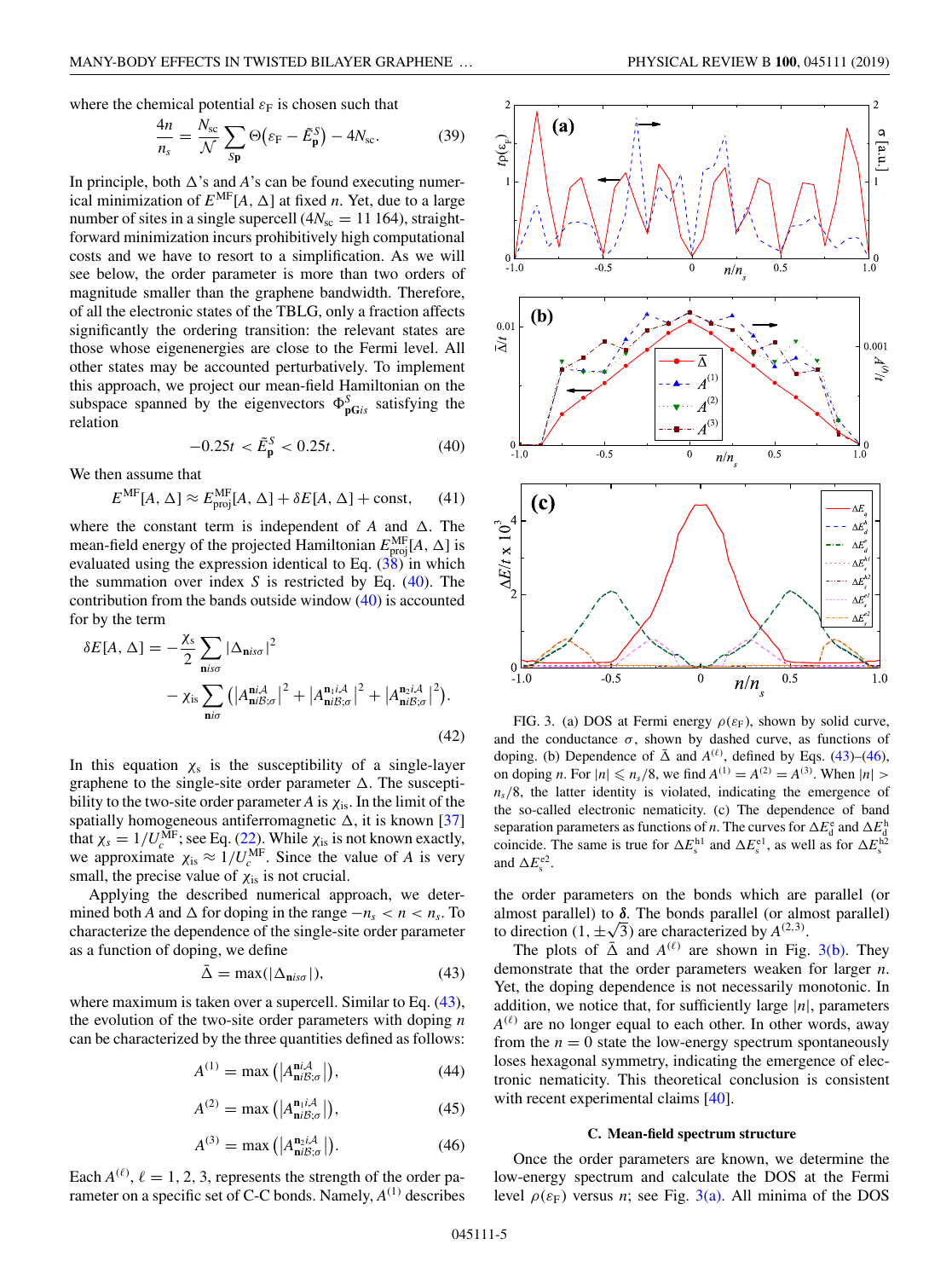where the chemical potential $\varepsilon_{\rm F}$ is chosen such that

$$\frac{4n}{n_s} = \frac{N_{\rm sc}}{\mathcal{N}} \sum_{S\mathbf{p}} \Theta\big(\varepsilon_{\rm F} - \tilde{E}^S_{\mathbf{p}}\big) - 4N_{\rm sc}. \tag{39}$$

In principle, both $\Delta$'s and $A$'s can be found executing numerical minimization of $E^{\rm MF}[A, \Delta]$ at fixed $n$. Yet, due to a large number of sites in a single supercell ($4N_{\rm sc} = 11\,164$), straightforward minimization incurs prohibitively high computational costs and we have to resort to a simplification. As we will see below, the order parameter is more than two orders of magnitude smaller than the graphene bandwidth. Therefore, of all the electronic states of the TBLG, only a fraction affects significantly the ordering transition: the relevant states are those whose eigenenergies are close to the Fermi level. All other states may be accounted perturbatively. To implement this approach, we project our mean-field Hamiltonian on the subspace spanned by the eigenvectors $\Phi^S_{\mathbf{pG}is}$ satisfying the relation

$$-0.25t < \tilde{E}^S_{\mathbf{p}} < 0.25t. \tag{40}$$

We then assume that

$$E^{\rm MF}[A, \Delta] \approx E^{\rm MF}_{\rm proj}[A, \Delta] + \delta E[A, \Delta] + {\rm const}, \tag{41}$$

where the constant term is independent of $A$ and $\Delta$. The mean-field energy of the projected Hamiltonian $E^{\rm MF}_{\rm proj}[A, \Delta]$ is evaluated using the expression identical to Eq. (38) in which the summation over index $S$ is restricted by Eq. (40). The contribution from the bands outside window (40) is accounted for by the term

$$\delta E[A, \Delta] = -\frac{\chi_s}{2} \sum_{\mathbf{n}is\sigma} |\Delta_{\mathbf{n}is\sigma}|^2 - \chi_{\rm is} \sum_{\mathbf{n}i\sigma} \left(\left|A^{\mathbf{n}i\mathcal{A}}_{\mathbf{n}i\mathcal{B};\sigma}\right|^2 + \left|A^{\mathbf{n}_1 i\mathcal{A}}_{\mathbf{n}i\mathcal{B};\sigma}\right|^2 + \left|A^{\mathbf{n}_2 i\mathcal{A}}_{\mathbf{n}i\mathcal{B};\sigma}\right|^2\right). \tag{42}$$

In this equation $\chi_s$ is the susceptibility of a single-layer graphene to the single-site order parameter $\Delta$. The susceptibility to the two-site order parameter $A$ is $\chi_{\rm is}$. In the limit of the spatially homogeneous antiferromagnetic $\Delta$, it is known [37] that $\chi_s = 1/U_c^{\rm MF}$; see Eq. (22). While $\chi_{\rm is}$ is not known exactly, we approximate $\chi_{\rm is} \approx 1/U_c^{\rm MF}$. Since the value of $A$ is very small, the precise value of $\chi_{\rm is}$ is not crucial.

Applying the described numerical approach, we determined both $A$ and $\Delta$ for doping in the range $-n_s < n < n_s$. To characterize the dependence of the single-site order parameter as a function of doping, we define

$$\bar{\Delta} = \max(|\Delta_{\mathbf{n}is\sigma}|), \tag{43}$$

where maximum is taken over a supercell. Similar to Eq. (43), the evolution of the two-site order parameters with doping $n$ can be characterized by the three quantities defined as follows:

$$A^{(1)} = \max\left(\left|A^{\mathbf{n}i\mathcal{A}}_{\mathbf{n}i\mathcal{B};\sigma}\right|\right), \tag{44}$$

$$A^{(2)} = \max\left(\left|A^{\mathbf{n}_1 i\mathcal{A}}_{\mathbf{n}i\mathcal{B};\sigma}\right|\right), \tag{45}$$

$$A^{(3)} = \max\left(\left|A^{\mathbf{n}_2 i\mathcal{A}}_{\mathbf{n}i\mathcal{B};\sigma}\right|\right). \tag{46}$$

Each $A^{(\ell)}$, $\ell = 1, 2, 3$, represents the strength of the order parameter on a specific set of C-C bonds. Namely, $A^{(1)}$ describes the order parameters on the bonds which are parallel (or almost parallel) to $\boldsymbol{\delta}$. The bonds parallel (or almost parallel) to direction $(1, \pm\sqrt{3})$ are characterized by $A^{(2,3)}$.

FIG. 3. (a) DOS at Fermi energy $\rho(\varepsilon_{\rm F})$, shown by solid curve, and the conductance $\sigma$, shown by dashed curve, as functions of doping. (b) Dependence of $\bar{\Delta}$ and $A^{(\ell)}$, defined by Eqs. (43)–(46), on doping $n$. For $|n| \leqslant n_s/8$, we find $A^{(1)} = A^{(2)} = A^{(3)}$. When $|n| > n_s/8$, the latter identity is violated, indicating the emergence of the so-called electronic nematicity. (c) The dependence of band separation parameters as functions of $n$. The curves for $\Delta E^{\rm e}_{\rm d}$ and $\Delta E^{\rm h}_{\rm d}$ coincide. The same is true for $\Delta E^{\rm h1}_{\rm s}$ and $\Delta E^{\rm e1}_{\rm s}$, as well as for $\Delta E^{\rm h2}_{\rm s}$ and $\Delta E^{\rm e2}_{\rm s}$.

The plots of $\bar{\Delta}$ and $A^{(\ell)}$ are shown in Fig. 3(b). They demonstrate that the order parameters weaken for larger $n$. Yet, the doping dependence is not necessarily monotonic. In addition, we notice that, for sufficiently large $|n|$, parameters $A^{(\ell)}$ are no longer equal to each other. In other words, away from the $n = 0$ state the low-energy spectrum spontaneously loses hexagonal symmetry, indicating the emergence of electronic nematicity. This theoretical conclusion is consistent with recent experimental claims [40].

### C. Mean-field spectrum structure

Once the order parameters are known, we determine the low-energy spectrum and calculate the DOS at the Fermi level $\rho(\varepsilon_{\rm F})$ versus $n$; see Fig. 3(a). All minima of the DOS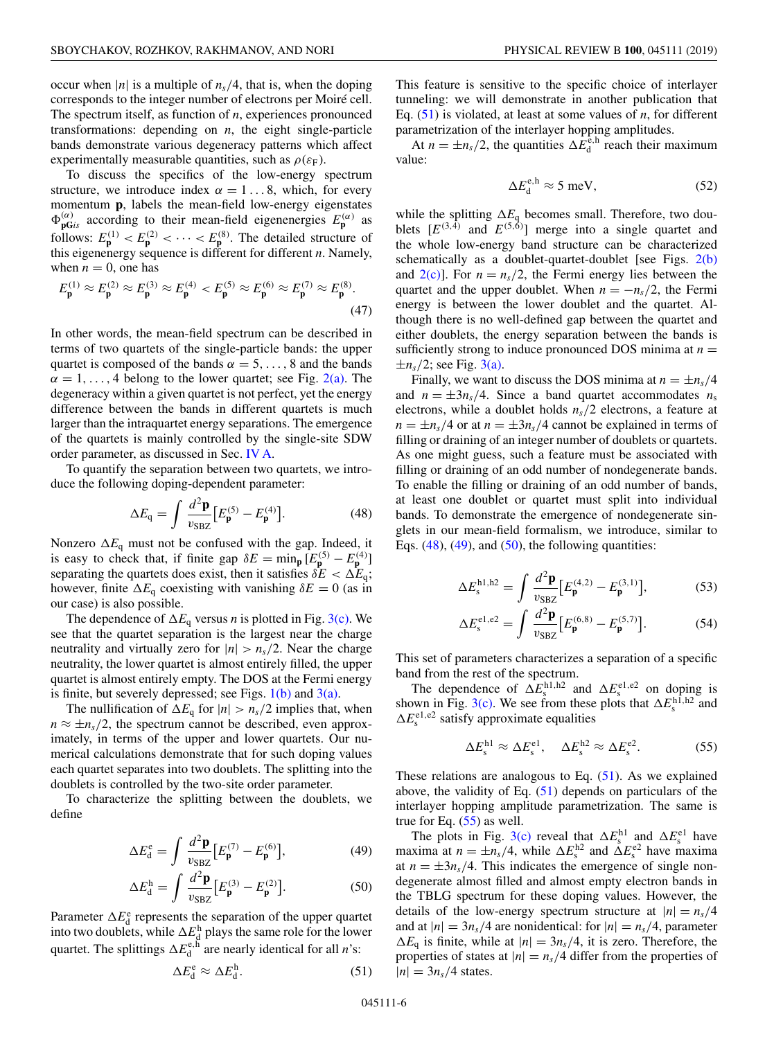occur when $|n|$ is a multiple of $n_s/4$, that is, when the doping corresponds to the integer number of electrons per Moiré cell. The spectrum itself, as function of $n$, experiences pronounced transformations: depending on $n$, the eight single-particle bands demonstrate various degeneracy patterns which affect experimentally measurable quantities, such as $\rho(\varepsilon_F)$.

To discuss the specifics of the low-energy spectrum structure, we introduce index $\alpha = 1 \ldots 8$, which, for every momentum $\mathbf{p}$, labels the mean-field low-energy eigenstates $\Phi^{(\alpha)}_{\mathbf{pG}is}$ according to their mean-field eigenenergies $E^{(\alpha)}_{\mathbf{p}}$ as follows: $E^{(1)}_{\mathbf{p}} < E^{(2)}_{\mathbf{p}} < \cdots < E^{(8)}_{\mathbf{p}}$. The detailed structure of this eigenenergy sequence is different for different $n$. Namely, when $n = 0$, one has

$$E^{(1)}_{\mathbf{p}} \approx E^{(2)}_{\mathbf{p}} \approx E^{(3)}_{\mathbf{p}} \approx E^{(4)}_{\mathbf{p}} < E^{(5)}_{\mathbf{p}} \approx E^{(6)}_{\mathbf{p}} \approx E^{(7)}_{\mathbf{p}} \approx E^{(8)}_{\mathbf{p}}. \tag{47}$$

In other words, the mean-field spectrum can be described in terms of two quartets of the single-particle bands: the upper quartet is composed of the bands $\alpha = 5, \ldots, 8$ and the bands $\alpha = 1, \ldots, 4$ belong to the lower quartet; see Fig. 2(a). The degeneracy within a given quartet is not perfect, yet the energy difference between the bands in different quartets is much larger than the intraquartet energy separations. The emergence of the quartets is mainly controlled by the single-site SDW order parameter, as discussed in Sec. IV A.

To quantify the separation between two quartets, we introduce the following doping-dependent parameter:

$$\Delta E_{\rm q} = \int \frac{d^2\mathbf{p}}{v_{\rm SBZ}} \big[E^{(5)}_{\mathbf{p}} - E^{(4)}_{\mathbf{p}}\big]. \tag{48}$$

Nonzero $\Delta E_{\rm q}$ must not be confused with the gap. Indeed, it is easy to check that, if finite gap $\delta E = \min_{\mathbf{p}} [E^{(5)}_{\mathbf{p}} - E^{(4)}_{\mathbf{p}}]$ separating the quartets does exist, then it satisfies $\delta E < \Delta E_{\rm q}$; however, finite $\Delta E_{\rm q}$ coexisting with vanishing $\delta E = 0$ (as in our case) is also possible.

The dependence of $\Delta E_{\rm q}$ versus $n$ is plotted in Fig. 3(c). We see that the quartet separation is the largest near the charge neutrality and virtually zero for $|n| > n_s/2$. Near the charge neutrality, the lower quartet is almost entirely filled, the upper quartet is almost entirely empty. The DOS at the Fermi energy is finite, but severely depressed; see Figs. 1(b) and 3(a).

The nullification of $\Delta E_{\rm q}$ for $|n| > n_s/2$ implies that, when $n \approx \pm n_s/2$, the spectrum cannot be described, even approximately, in terms of the upper and lower quartets. Our numerical calculations demonstrate that for such doping values each quartet separates into two doublets. The splitting into the doublets is controlled by the two-site order parameter.

To characterize the splitting between the doublets, we define

$$\Delta E^{\rm e}_{\rm d} = \int \frac{d^2\mathbf{p}}{v_{\rm SBZ}} \big[E^{(7)}_{\mathbf{p}} - E^{(6)}_{\mathbf{p}}\big], \tag{49}$$

$$\Delta E^{\rm h}_{\rm d} = \int \frac{d^2\mathbf{p}}{v_{\rm SBZ}} \big[E^{(3)}_{\mathbf{p}} - E^{(2)}_{\mathbf{p}}\big]. \tag{50}$$

Parameter $\Delta E^{\rm e}_{\rm d}$ represents the separation of the upper quartet into two doublets, while $\Delta E^{\rm h}_{\rm d}$ plays the same role for the lower quartet. The splittings $\Delta E^{\rm e,h}_{\rm d}$ are nearly identical for all $n$'s:

$$\Delta E^{\rm e}_{\rm d} \approx \Delta E^{\rm h}_{\rm d}. \tag{51}$$

This feature is sensitive to the specific choice of interlayer tunneling: we will demonstrate in another publication that Eq. (51) is violated, at least at some values of $n$, for different parametrization of the interlayer hopping amplitudes.

At $n = \pm n_s/2$, the quantities $\Delta E^{\rm e,h}_{\rm d}$ reach their maximum value:

$$\Delta E^{\rm e,h}_{\rm d} \approx 5 \text{ meV}, \tag{52}$$

while the splitting $\Delta E_{\rm q}$ becomes small. Therefore, two doublets $[E^{(3,4)}$ and $E^{(5,6)}]$ merge into a single quartet and the whole low-energy band structure can be characterized schematically as a doublet-quartet-doublet [see Figs. 2(b) and 2(c)]. For $n = n_s/2$, the Fermi energy lies between the quartet and the upper doublet. When $n = -n_s/2$, the Fermi energy is between the lower doublet and the quartet. Although there is no well-defined gap between the quartet and either doublets, the energy separation between the bands is sufficiently strong to induce pronounced DOS minima at $n = \pm n_s/2$; see Fig. 3(a).

Finally, we want to discuss the DOS minima at $n = \pm n_s/4$ and $n = \pm 3n_s/4$. Since a band quartet accommodates $n_s$ electrons, while a doublet holds $n_s/2$ electrons, a feature at $n = \pm n_s/4$ or at $n = \pm 3n_s/4$ cannot be explained in terms of filling or draining of an integer number of doublets or quartets. As one might guess, such a feature must be associated with filling or draining of an odd number of nondegenerate bands. To enable the filling or draining of an odd number of bands, at least one doublet or quartet must split into individual bands. To demonstrate the emergence of nondegenerate singlets in our mean-field formalism, we introduce, similar to Eqs. (48), (49), and (50), the following quantities:

$$\Delta E^{\rm h1,h2}_{\rm s} = \int \frac{d^2\mathbf{p}}{v_{\rm SBZ}} \big[E^{(4,2)}_{\mathbf{p}} - E^{(3,1)}_{\mathbf{p}}\big], \tag{53}$$

$$\Delta E^{\rm e1,e2}_{\rm s} = \int \frac{d^2\mathbf{p}}{v_{\rm SBZ}} \big[E^{(6,8)}_{\mathbf{p}} - E^{(5,7)}_{\mathbf{p}}\big]. \tag{54}$$

This set of parameters characterizes a separation of a specific band from the rest of the spectrum.

The dependence of $\Delta E^{\rm h1,h2}_{\rm s}$ and $\Delta E^{\rm e1,e2}_{\rm s}$ on doping is shown in Fig. 3(c). We see from these plots that $\Delta E^{\rm h1,h2}_{\rm s}$ and $\Delta E^{\rm e1,e2}_{\rm s}$ satisfy approximate equalities

$$\Delta E^{\rm h1}_{\rm s} \approx \Delta E^{\rm e1}_{\rm s}, \quad \Delta E^{\rm h2}_{\rm s} \approx \Delta E^{\rm e2}_{\rm s}. \tag{55}$$

These relations are analogous to Eq. (51). As we explained above, the validity of Eq. (51) depends on particulars of the interlayer hopping amplitude parametrization. The same is true for Eq. (55) as well.

The plots in Fig. 3(c) reveal that $\Delta E^{\rm h1}_{\rm s}$ and $\Delta E^{\rm e1}_{\rm s}$ have maxima at $n = \pm n_s/4$, while $\Delta E^{\rm h2}_{\rm s}$ and $\Delta E^{\rm e2}_{\rm s}$ have maxima at $n = \pm 3n_s/4$. This indicates the emergence of single nondegenerate almost filled and almost empty electron bands in the TBLG spectrum for these doping values. However, the details of the low-energy spectrum structure at $|n| = n_s/4$ and at $|n| = 3n_s/4$ are nonidentical: for $|n| = n_s/4$, parameter $\Delta E_{\rm q}$ is finite, while at $|n| = 3n_s/4$, it is zero. Therefore, the properties of states at $|n| = n_s/4$ differ from the properties of $|n| = 3n_s/4$ states.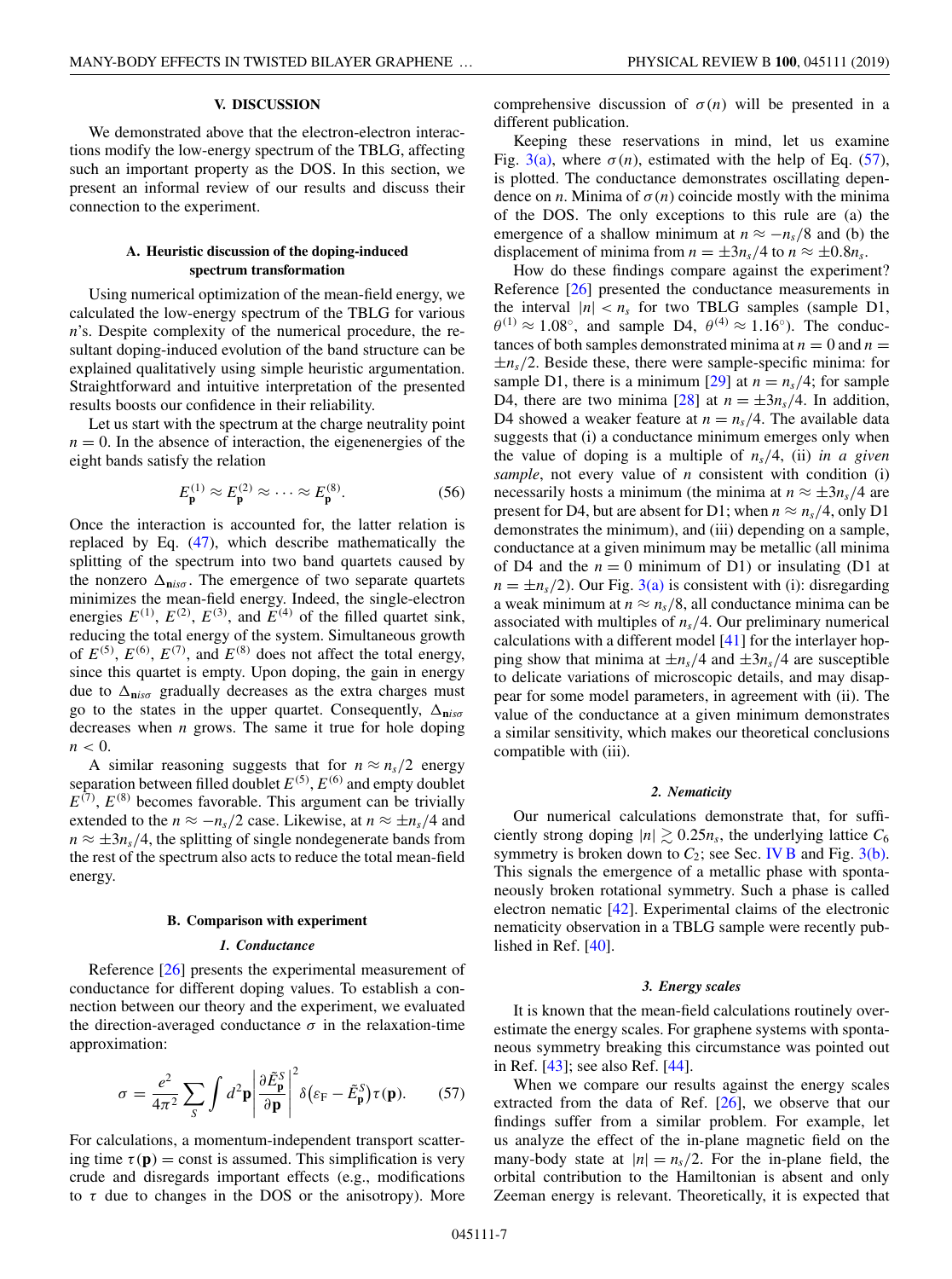## V. DISCUSSION

We demonstrated above that the electron-electron interactions modify the low-energy spectrum of the TBLG, affecting such an important property as the DOS. In this section, we present an informal review of our results and discuss their connection to the experiment.

### A. Heuristic discussion of the doping-induced spectrum transformation

Using numerical optimization of the mean-field energy, we calculated the low-energy spectrum of the TBLG for various $n$'s. Despite complexity of the numerical procedure, the resultant doping-induced evolution of the band structure can be explained qualitatively using simple heuristic argumentation. Straightforward and intuitive interpretation of the presented results boosts our confidence in their reliability.

Let us start with the spectrum at the charge neutrality point $n = 0$. In the absence of interaction, the eigenenergies of the eight bands satisfy the relation

$$E^{(1)}_{\mathbf{p}} \approx E^{(2)}_{\mathbf{p}} \approx \dots \approx E^{(8)}_{\mathbf{p}}. \tag{56}$$

Once the interaction is accounted for, the latter relation is replaced by Eq. (47), which describe mathematically the splitting of the spectrum into two band quartets caused by the nonzero $\Delta_{\mathbf{n}is\sigma}$. The emergence of two separate quartets minimizes the mean-field energy. Indeed, the single-electron energies $E^{(1)}$, $E^{(2)}$, $E^{(3)}$, and $E^{(4)}$ of the filled quartet sink, reducing the total energy of the system. Simultaneous growth of $E^{(5)}$, $E^{(6)}$, $E^{(7)}$, and $E^{(8)}$ does not affect the total energy, since this quartet is empty. Upon doping, the gain in energy due to $\Delta_{\mathbf{n}is\sigma}$ gradually decreases as the extra charges must go to the states in the upper quartet. Consequently, $\Delta_{\mathbf{n}is\sigma}$ decreases when $n$ grows. The same it true for hole doping $n < 0$.

A similar reasoning suggests that for $n \approx n_s/2$ energy separation between filled doublet $E^{(5)}$, $E^{(6)}$ and empty doublet $E^{(7)}$, $E^{(8)}$ becomes favorable. This argument can be trivially extended to the $n \approx -n_s/2$ case. Likewise, at $n \approx \pm n_s/4$ and $n \approx \pm 3n_s/4$, the splitting of single nondegenerate bands from the rest of the spectrum also acts to reduce the total mean-field energy.

### B. Comparison with experiment

#### 1. Conductance

Reference [26] presents the experimental measurement of conductance for different doping values. To establish a connection between our theory and the experiment, we evaluated the direction-averaged conductance $\sigma$ in the relaxation-time approximation:

$$\sigma = \frac{e^2}{4\pi^2} \sum_S \int d^2\mathbf{p} \left| \frac{\partial \tilde{E}^S_{\mathbf{p}}}{\partial \mathbf{p}} \right|^2 \delta\big(\varepsilon_{\mathrm{F}} - \tilde{E}^S_{\mathbf{p}}\big)\tau(\mathbf{p}). \tag{57}$$

For calculations, a momentum-independent transport scattering time $\tau(\mathbf{p}) = \text{const}$ is assumed. This simplification is very crude and disregards important effects (e.g., modifications to $\tau$ due to changes in the DOS or the anisotropy). More comprehensive discussion of $\sigma(n)$ will be presented in a different publication.

Keeping these reservations in mind, let us examine Fig. 3(a), where $\sigma(n)$, estimated with the help of Eq. (57), is plotted. The conductance demonstrates oscillating dependence on $n$. Minima of $\sigma(n)$ coincide mostly with the minima of the DOS. The only exceptions to this rule are (a) the emergence of a shallow minimum at $n \approx -n_s/8$ and (b) the displacement of minima from $n = \pm 3n_s/4$ to $n \approx \pm 0.8n_s$.

How do these findings compare against the experiment? Reference [26] presented the conductance measurements in the interval $|n| < n_s$ for two TBLG samples (sample D1, $\theta^{(1)} \approx 1.08^\circ$, and sample D4, $\theta^{(4)} \approx 1.16^\circ$). The conductances of both samples demonstrated minima at $n = 0$ and $n = \pm n_s/2$. Beside these, there were sample-specific minima: for sample D1, there is a minimum [29] at $n = n_s/4$; for sample D4, there are two minima [28] at $n = \pm 3n_s/4$. In addition, D4 showed a weaker feature at $n = n_s/4$. The available data suggests that (i) a conductance minimum emerges only when the value of doping is a multiple of $n_s/4$, (ii) *in a given sample*, not every value of $n$ consistent with condition (i) necessarily hosts a minimum (the minima at $n \approx \pm 3n_s/4$ are present for D4, but are absent for D1; when $n \approx n_s/4$, only D1 demonstrates the minimum), and (iii) depending on a sample, conductance at a given minimum may be metallic (all minima of D4 and the $n = 0$ minimum of D1) or insulating (D1 at $n = \pm n_s/2$). Our Fig. 3(a) is consistent with (i): disregarding a weak minimum at $n \approx n_s/8$, all conductance minima can be associated with multiples of $n_s/4$. Our preliminary numerical calculations with a different model [41] for the interlayer hopping show that minima at $\pm n_s/4$ and $\pm 3n_s/4$ are susceptible to delicate variations of microscopic details, and may disappear for some model parameters, in agreement with (ii). The value of the conductance at a given minimum demonstrates a similar sensitivity, which makes our theoretical conclusions compatible with (iii).

#### 2. Nematicity

Our numerical calculations demonstrate that, for sufficiently strong doping $|n| \gtrsim 0.25n_s$, the underlying lattice $C_6$ symmetry is broken down to $C_2$; see Sec. IV B and Fig. 3(b). This signals the emergence of a metallic phase with spontaneously broken rotational symmetry. Such a phase is called electron nematic [42]. Experimental claims of the electronic nematicity observation in a TBLG sample were recently published in Ref. [40].

#### 3. Energy scales

It is known that the mean-field calculations routinely overestimate the energy scales. For graphene systems with spontaneous symmetry breaking this circumstance was pointed out in Ref. [43]; see also Ref. [44].

When we compare our results against the energy scales extracted from the data of Ref. [26], we observe that our findings suffer from a similar problem. For example, let us analyze the effect of the in-plane magnetic field on the many-body state at $|n| = n_s/2$. For the in-plane field, the orbital contribution to the Hamiltonian is absent and only Zeeman energy is relevant. Theoretically, it is expected that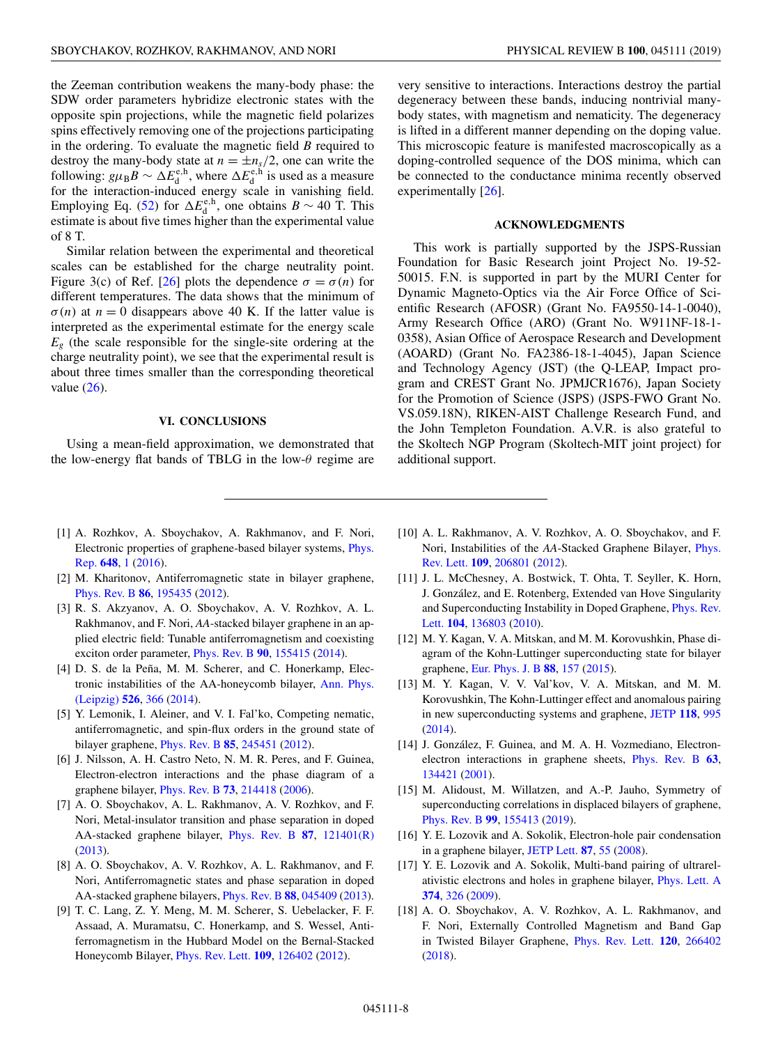the Zeeman contribution weakens the many-body phase: the SDW order parameters hybridize electronic states with the opposite spin projections, while the magnetic field polarizes spins effectively removing one of the projections participating in the ordering. To evaluate the magnetic field $B$ required to destroy the many-body state at $n = \pm n_s/2$, one can write the following: $g\mu_{\rm B}B \sim \Delta E_{\rm d}^{\rm e,h}$, where $\Delta E_{\rm d}^{\rm e,h}$ is used as a measure for the interaction-induced energy scale in vanishing field. Employing Eq. (52) for $\Delta E_{\rm d}^{\rm e,h}$, one obtains $B \sim 40$ T. This estimate is about five times higher than the experimental value of 8 T.

Similar relation between the experimental and theoretical scales can be established for the charge neutrality point. Figure 3(c) of Ref. [26] plots the dependence $\sigma = \sigma(n)$ for different temperatures. The data shows that the minimum of $\sigma(n)$ at $n = 0$ disappears above 40 K. If the latter value is interpreted as the experimental estimate for the energy scale $E_g$ (the scale responsible for the single-site ordering at the charge neutrality point), we see that the experimental result is about three times smaller than the corresponding theoretical value (26).

## VI. CONCLUSIONS

Using a mean-field approximation, we demonstrated that the low-energy flat bands of TBLG in the low-$\theta$ regime are very sensitive to interactions. Interactions destroy the partial degeneracy between these bands, inducing nontrivial many-body states, with magnetism and nematicity. The degeneracy is lifted in a different manner depending on the doping value. This microscopic feature is manifested macroscopically as a doping-controlled sequence of the DOS minima, which can be connected to the conductance minima recently observed experimentally [26].

## ACKNOWLEDGMENTS

This work is partially supported by the JSPS-Russian Foundation for Basic Research joint Project No. 19-52-50015. F.N. is supported in part by the MURI Center for Dynamic Magneto-Optics via the Air Force Office of Scientific Research (AFOSR) (Grant No. FA9550-14-1-0040), Army Research Office (ARO) (Grant No. W911NF-18-1-0358), Asian Office of Aerospace Research and Development (AOARD) (Grant No. FA2386-18-1-4045), Japan Science and Technology Agency (JST) (the Q-LEAP, Impact program and CREST Grant No. JPMJCR1676), Japan Society for the Promotion of Science (JSPS) (JSPS-FWO Grant No. VS.059.18N), RIKEN-AIST Challenge Research Fund, and the John Templeton Foundation. A.V.R. is also grateful to the Skoltech NGP Program (Skoltech-MIT joint project) for additional support.

---

[1] A. Rozhkov, A. Sboychakov, A. Rakhmanov, and F. Nori, Electronic properties of graphene-based bilayer systems, Phys. Rep. **648**, 1 (2016).

[2] M. Kharitonov, Antiferromagnetic state in bilayer graphene, Phys. Rev. B **86**, 195435 (2012).

[3] R. S. Akzyanov, A. O. Sboychakov, A. V. Rozhkov, A. L. Rakhmanov, and F. Nori, *AA*-stacked bilayer graphene in an applied electric field: Tunable antiferromagnetism and coexisting exciton order parameter, Phys. Rev. B **90**, 155415 (2014).

[4] D. S. de la Peña, M. M. Scherer, and C. Honerkamp, Electronic instabilities of the AA-honeycomb bilayer, Ann. Phys. (Leipzig) **526**, 366 (2014).

[5] Y. Lemonik, I. Aleiner, and V. I. Fal'ko, Competing nematic, antiferromagnetic, and spin-flux orders in the ground state of bilayer graphene, Phys. Rev. B **85**, 245451 (2012).

[6] J. Nilsson, A. H. Castro Neto, N. M. R. Peres, and F. Guinea, Electron-electron interactions and the phase diagram of a graphene bilayer, Phys. Rev. B **73**, 214418 (2006).

[7] A. O. Sboychakov, A. L. Rakhmanov, A. V. Rozhkov, and F. Nori, Metal-insulator transition and phase separation in doped AA-stacked graphene bilayer, Phys. Rev. B **87**, 121401(R) (2013).

[8] A. O. Sboychakov, A. V. Rozhkov, A. L. Rakhmanov, and F. Nori, Antiferromagnetic states and phase separation in doped AA-stacked graphene bilayers, Phys. Rev. B **88**, 045409 (2013).

[9] T. C. Lang, Z. Y. Meng, M. M. Scherer, S. Uebelacker, F. F. Assaad, A. Muramatsu, C. Honerkamp, and S. Wessel, Antiferromagnetism in the Hubbard Model on the Bernal-Stacked Honeycomb Bilayer, Phys. Rev. Lett. **109**, 126402 (2012).

[10] A. L. Rakhmanov, A. V. Rozhkov, A. O. Sboychakov, and F. Nori, Instabilities of the *AA*-Stacked Graphene Bilayer, Phys. Rev. Lett. **109**, 206801 (2012).

[11] J. L. McChesney, A. Bostwick, T. Ohta, T. Seyller, K. Horn, J. González, and E. Rotenberg, Extended van Hove Singularity and Superconducting Instability in Doped Graphene, Phys. Rev. Lett. **104**, 136803 (2010).

[12] M. Y. Kagan, V. A. Mitskan, and M. M. Korovushkin, Phase diagram of the Kohn-Luttinger superconducting state for bilayer graphene, Eur. Phys. J. B **88**, 157 (2015).

[13] M. Y. Kagan, V. V. Val'kov, V. A. Mitskan, and M. M. Korovushkin, The Kohn-Luttinger effect and anomalous pairing in new superconducting systems and graphene, JETP **118**, 995 (2014).

[14] J. González, F. Guinea, and M. A. H. Vozmediano, Electron-electron interactions in graphene sheets, Phys. Rev. B **63**, 134421 (2001).

[15] M. Alidoust, M. Willatzen, and A.-P. Jauho, Symmetry of superconducting correlations in displaced bilayers of graphene, Phys. Rev. B **99**, 155413 (2019).

[16] Y. E. Lozovik and A. Sokolik, Electron-hole pair condensation in a graphene bilayer, JETP Lett. **87**, 55 (2008).

[17] Y. E. Lozovik and A. Sokolik, Multi-band pairing of ultrarelativistic electrons and holes in graphene bilayer, Phys. Lett. A **374**, 326 (2009).

[18] A. O. Sboychakov, A. V. Rozhkov, A. L. Rakhmanov, and F. Nori, Externally Controlled Magnetism and Band Gap in Twisted Bilayer Graphene, Phys. Rev. Lett. **120**, 266402 (2018).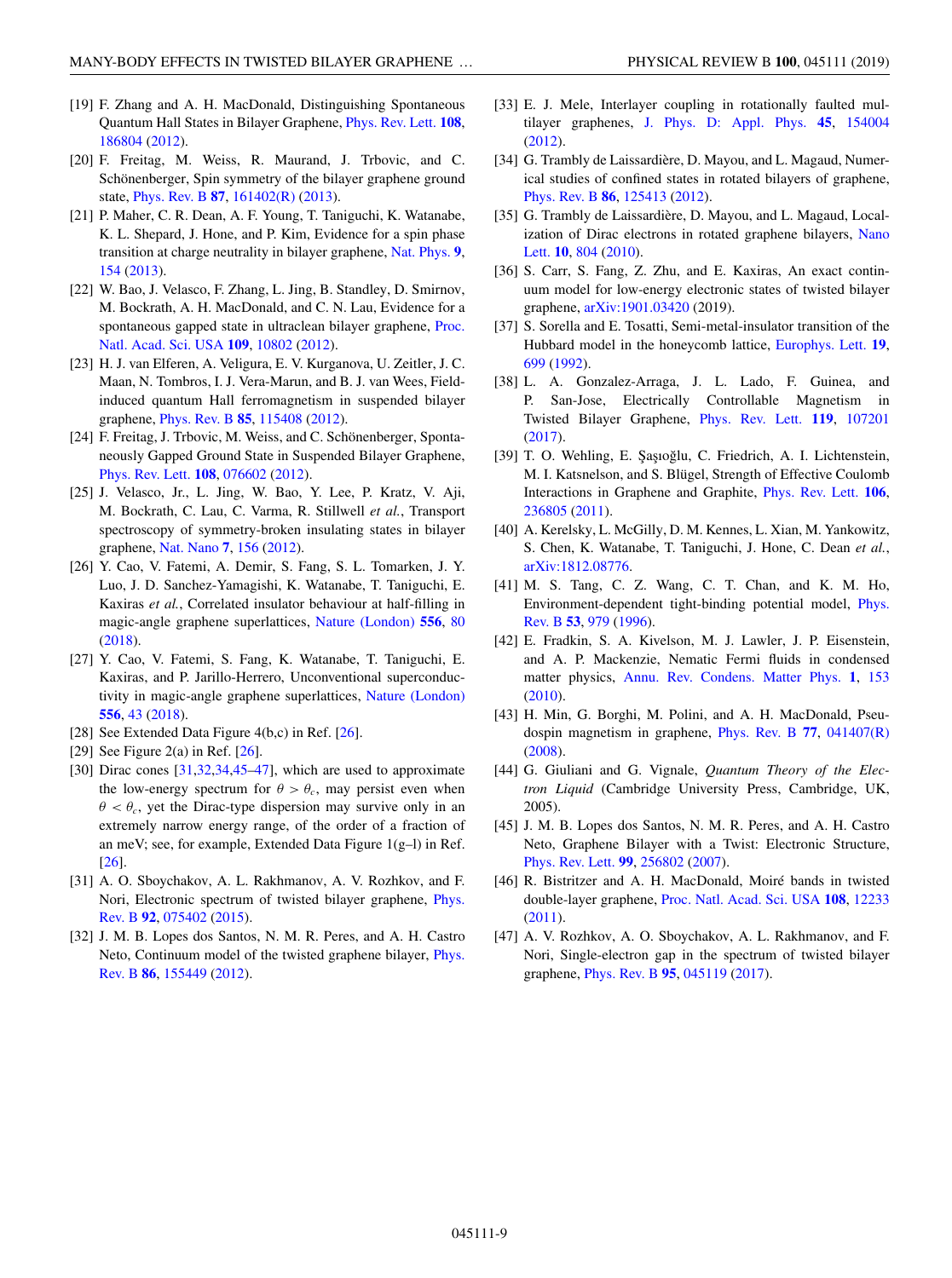[19] F. Zhang and A. H. MacDonald, Distinguishing Spontaneous Quantum Hall States in Bilayer Graphene, Phys. Rev. Lett. **108**, 186804 (2012).

[20] F. Freitag, M. Weiss, R. Maurand, J. Trbovic, and C. Schönenberger, Spin symmetry of the bilayer graphene ground state, Phys. Rev. B **87**, 161402(R) (2013).

[21] P. Maher, C. R. Dean, A. F. Young, T. Taniguchi, K. Watanabe, K. L. Shepard, J. Hone, and P. Kim, Evidence for a spin phase transition at charge neutrality in bilayer graphene, Nat. Phys. **9**, 154 (2013).

[22] W. Bao, J. Velasco, F. Zhang, L. Jing, B. Standley, D. Smirnov, M. Bockrath, A. H. MacDonald, and C. N. Lau, Evidence for a spontaneous gapped state in ultraclean bilayer graphene, Proc. Natl. Acad. Sci. USA **109**, 10802 (2012).

[23] H. J. van Elferen, A. Veligura, E. V. Kurganova, U. Zeitler, J. C. Maan, N. Tombros, I. J. Vera-Marun, and B. J. van Wees, Field-induced quantum Hall ferromagnetism in suspended bilayer graphene, Phys. Rev. B **85**, 115408 (2012).

[24] F. Freitag, J. Trbovic, M. Weiss, and C. Schönenberger, Spontaneously Gapped Ground State in Suspended Bilayer Graphene, Phys. Rev. Lett. **108**, 076602 (2012).

[25] J. Velasco, Jr., L. Jing, W. Bao, Y. Lee, P. Kratz, V. Aji, M. Bockrath, C. Lau, C. Varma, R. Stillwell *et al.*, Transport spectroscopy of symmetry-broken insulating states in bilayer graphene, Nat. Nano **7**, 156 (2012).

[26] Y. Cao, V. Fatemi, A. Demir, S. Fang, S. L. Tomarken, J. Y. Luo, J. D. Sanchez-Yamagishi, K. Watanabe, T. Taniguchi, E. Kaxiras *et al.*, Correlated insulator behaviour at half-filling in magic-angle graphene superlattices, Nature (London) **556**, 80 (2018).

[27] Y. Cao, V. Fatemi, S. Fang, K. Watanabe, T. Taniguchi, E. Kaxiras, and P. Jarillo-Herrero, Unconventional superconductivity in magic-angle graphene superlattices, Nature (London) **556**, 43 (2018).

[28] See Extended Data Figure 4(b,c) in Ref. [26].

[29] See Figure 2(a) in Ref. [26].

[30] Dirac cones [31,32,34,45–47], which are used to approximate the low-energy spectrum for $\theta > \theta_c$, may persist even when $\theta < \theta_c$, yet the Dirac-type dispersion may survive only in an extremely narrow energy range, of the order of a fraction of an meV; see, for example, Extended Data Figure 1(g–l) in Ref. [26].

[31] A. O. Sboychakov, A. L. Rakhmanov, A. V. Rozhkov, and F. Nori, Electronic spectrum of twisted bilayer graphene, Phys. Rev. B **92**, 075402 (2015).

[32] J. M. B. Lopes dos Santos, N. M. R. Peres, and A. H. Castro Neto, Continuum model of the twisted graphene bilayer, Phys. Rev. B **86**, 155449 (2012).

[33] E. J. Mele, Interlayer coupling in rotationally faulted multilayer graphenes, J. Phys. D: Appl. Phys. **45**, 154004 (2012).

[34] G. Trambly de Laissardière, D. Mayou, and L. Magaud, Numerical studies of confined states in rotated bilayers of graphene, Phys. Rev. B **86**, 125413 (2012).

[35] G. Trambly de Laissardière, D. Mayou, and L. Magaud, Localization of Dirac electrons in rotated graphene bilayers, Nano Lett. **10**, 804 (2010).

[36] S. Carr, S. Fang, Z. Zhu, and E. Kaxiras, An exact continuum model for low-energy electronic states of twisted bilayer graphene, arXiv:1901.03420 (2019).

[37] S. Sorella and E. Tosatti, Semi-metal-insulator transition of the Hubbard model in the honeycomb lattice, Europhys. Lett. **19**, 699 (1992).

[38] L. A. Gonzalez-Arraga, J. L. Lado, F. Guinea, and P. San-Jose, Electrically Controllable Magnetism in Twisted Bilayer Graphene, Phys. Rev. Lett. **119**, 107201 (2017).

[39] T. O. Wehling, E. Şaşıoğlu, C. Friedrich, A. I. Lichtenstein, M. I. Katsnelson, and S. Blügel, Strength of Effective Coulomb Interactions in Graphene and Graphite, Phys. Rev. Lett. **106**, 236805 (2011).

[40] A. Kerelsky, L. McGilly, D. M. Kennes, L. Xian, M. Yankowitz, S. Chen, K. Watanabe, T. Taniguchi, J. Hone, C. Dean *et al.*, arXiv:1812.08776.

[41] M. S. Tang, C. Z. Wang, C. T. Chan, and K. M. Ho, Environment-dependent tight-binding potential model, Phys. Rev. B **53**, 979 (1996).

[42] E. Fradkin, S. A. Kivelson, M. J. Lawler, J. P. Eisenstein, and A. P. Mackenzie, Nematic Fermi fluids in condensed matter physics, Annu. Rev. Condens. Matter Phys. **1**, 153 (2010).

[43] H. Min, G. Borghi, M. Polini, and A. H. MacDonald, Pseudospin magnetism in graphene, Phys. Rev. B **77**, 041407(R) (2008).

[44] G. Giuliani and G. Vignale, *Quantum Theory of the Electron Liquid* (Cambridge University Press, Cambridge, UK, 2005).

[45] J. M. B. Lopes dos Santos, N. M. R. Peres, and A. H. Castro Neto, Graphene Bilayer with a Twist: Electronic Structure, Phys. Rev. Lett. **99**, 256802 (2007).

[46] R. Bistritzer and A. H. MacDonald, Moiré bands in twisted double-layer graphene, Proc. Natl. Acad. Sci. USA **108**, 12233 (2011).

[47] A. V. Rozhkov, A. O. Sboychakov, A. L. Rakhmanov, and F. Nori, Single-electron gap in the spectrum of twisted bilayer graphene, Phys. Rev. B **95**, 045119 (2017).